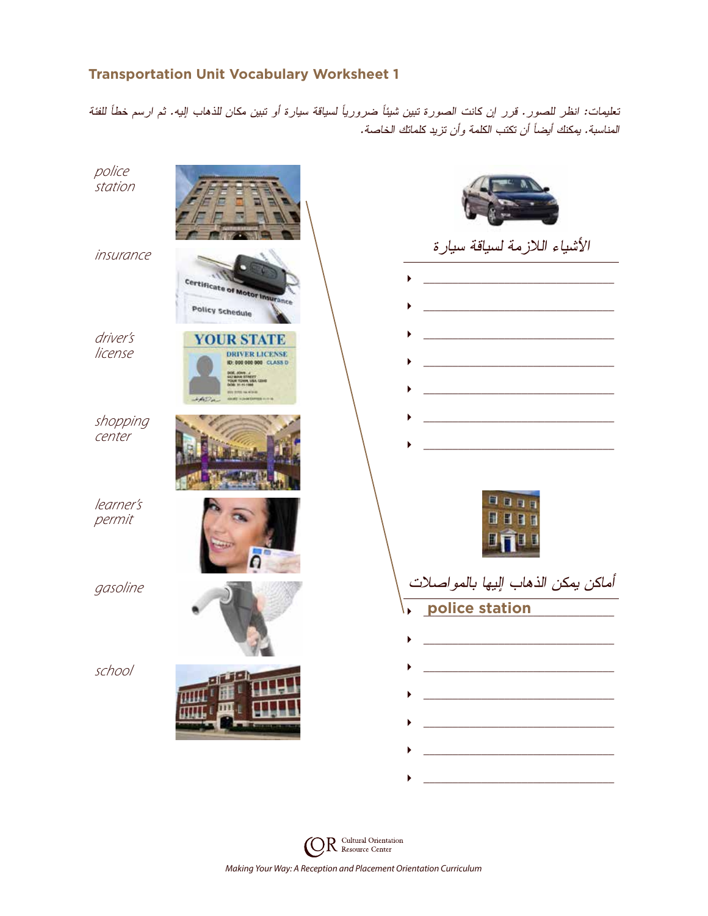## Transportation Unit Vocabulary Worksheet 1

*تعليمات: انظر للصور. قرر إن كانت الصورة تبين شيئاً ضرورياً لسياقة سيارة أو تبين مكان للذهاب إليه. ثم ارسم خطاً للفئة المناسبة. يمكنك أيضاً أن تكتب الكلمة وأن تزيد كلماتك الخاصة.*

*police station*

*insurance*

*driver's license*

*shopping center*

*learner's permit*

*gasoline*

*school*

### الأشياء اللازمة لسياقة سيارة

- ______________________________
- ______________________________
- ______________________________
- ______________________________
- ______________________________
- ______________________________
- ______________________________

### أماكن يمكن الذهاب إليها بالمواصلات

- **police station**
- ______________________________
- ______________________________
- ______________________________
- ______________________________
- ______________________________
- ______________________________

*Making Your Way: A Reception and Placement Orientation Curriculum*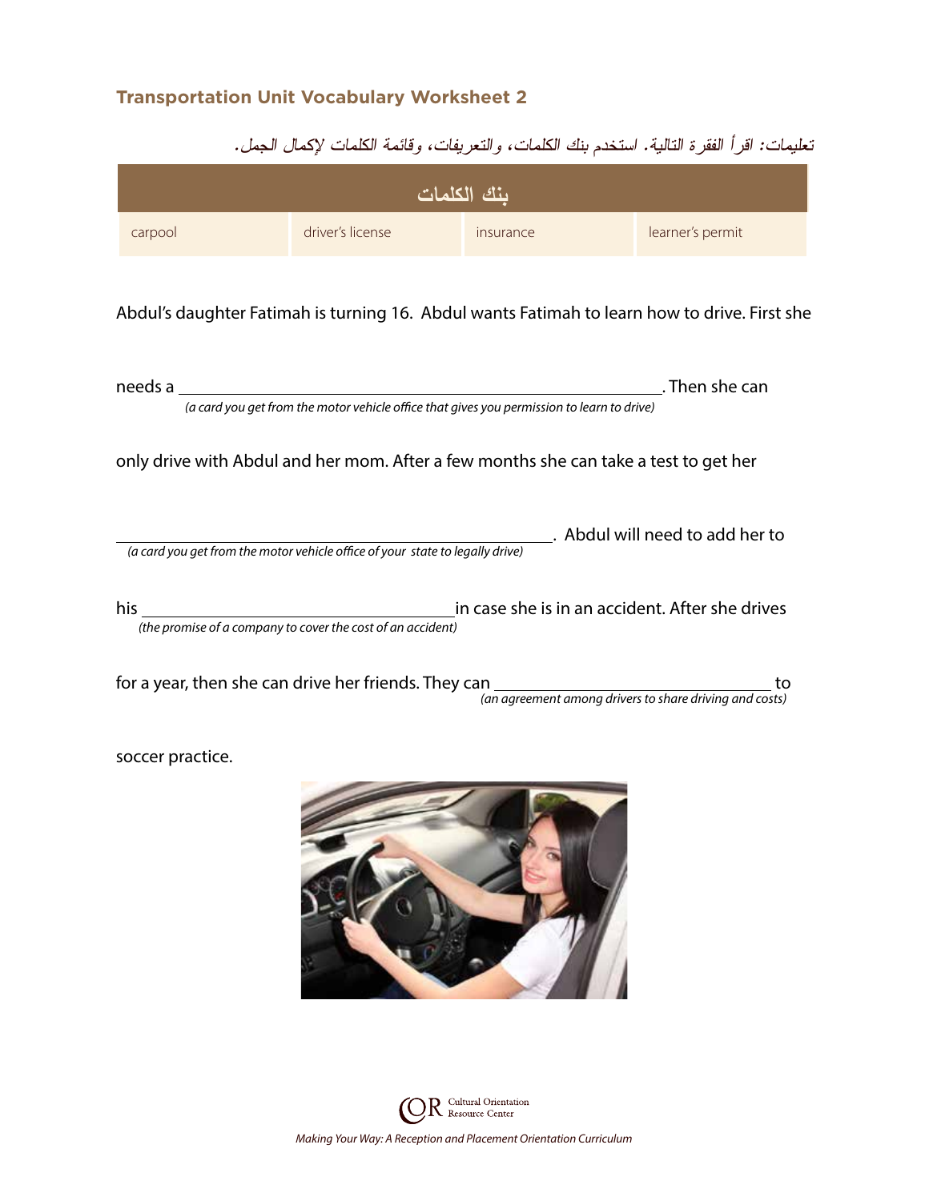### Transportation Unit Vocabulary Worksheet 2

تعليمات: اقرأ الفقرة التالية. استخدم بنك الكلمات، والتعريفات، وقائمة الكلمات لإكمال الجمل.

| بنك الكلمات | | | |
|---|---|---|---|
| carpool | driver's license | insurance | learner's permit |

Abdul's daughter Fatimah is turning 16. Abdul wants Fatimah to learn how to drive. First she needs a ______________________________ *(a card you get from the motor vehicle office that gives you permission to learn to drive)*. Then she can only drive with Abdul and her mom. After a few months she can take a test to get her ______________________________ *(a card you get from the motor vehicle office of your state to legally drive)*. Abdul will need to add her to his ______________________________ *(the promise of a company to cover the cost of an accident)* in case she is in an accident. After she drives for a year, then she can drive her friends. They can ______________________________ *(an agreement among drivers to share driving and costs)* to soccer practice.

Cultural Orientation Resource Center

*Making Your Way: A Reception and Placement Orientation Curriculum*